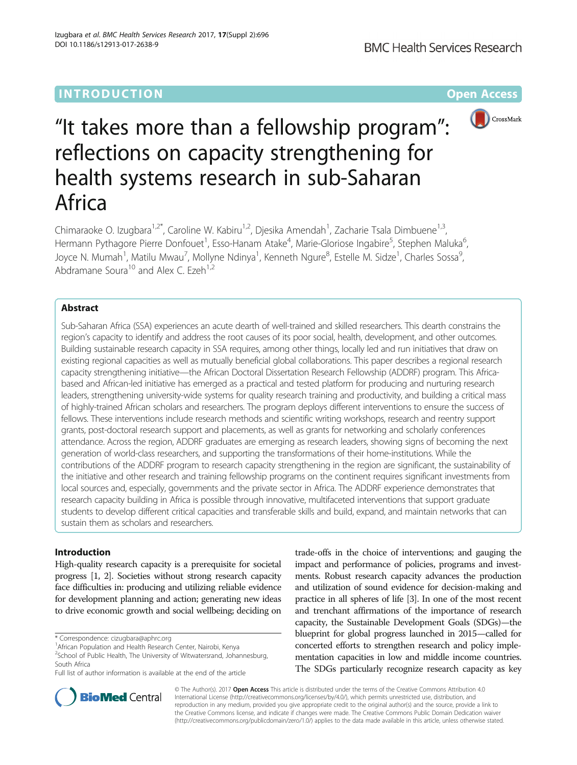INTRODUCTION

Open Access

# "It takes more than a fellowship program": reflections on capacity strengthening for health systems research in sub-Saharan Africa

Chimaraoke O. Izugbara[1,2*], Caroline W. Kabiru[1,2], Djesika Amendah[1], Zacharie Tsala Dimbuene[1,3], Hermann Pythagore Pierre Donfouet[1], Esso-Hanam Atake[4], Marie-Gloriose Ingabire[5], Stephen Maluka[6], Joyce N. Mumah[1], Matilu Mwau[7], Mollyne Ndinya[1], Kenneth Ngure[8], Estelle M. Sidze[1], Charles Sossa[9], Abdramane Soura[10] and Alex C. Ezeh[1,2]

## Abstract

Sub-Saharan Africa (SSA) experiences an acute dearth of well-trained and skilled researchers. This dearth constrains the region's capacity to identify and address the root causes of its poor social, health, development, and other outcomes. Building sustainable research capacity in SSA requires, among other things, locally led and run initiatives that draw on existing regional capacities as well as mutually beneficial global collaborations. This paper describes a regional research capacity strengthening initiative—the African Doctoral Dissertation Research Fellowship (ADDRF) program. This Africa-based and African-led initiative has emerged as a practical and tested platform for producing and nurturing research leaders, strengthening university-wide systems for quality research training and productivity, and building a critical mass of highly-trained African scholars and researchers. The program deploys different interventions to ensure the success of fellows. These interventions include research methods and scientific writing workshops, research and reentry support grants, post-doctoral research support and placements, as well as grants for networking and scholarly conferences attendance. Across the region, ADDRF graduates are emerging as research leaders, showing signs of becoming the next generation of world-class researchers, and supporting the transformations of their home-institutions. While the contributions of the ADDRF program to research capacity strengthening in the region are significant, the sustainability of the initiative and other research and training fellowship programs on the continent requires significant investments from local sources and, especially, governments and the private sector in Africa. The ADDRF experience demonstrates that research capacity building in Africa is possible through innovative, multifaceted interventions that support graduate students to develop different critical capacities and transferable skills and build, expand, and maintain networks that can sustain them as scholars and researchers.

## Introduction

High-quality research capacity is a prerequisite for societal progress [1, 2]. Societies without strong research capacity face difficulties in: producing and utilizing reliable evidence for development planning and action; generating new ideas to drive economic growth and social wellbeing; deciding on trade-offs in the choice of interventions; and gauging the impact and performance of policies, programs and investments. Robust research capacity advances the production and utilization of sound evidence for decision-making and practice in all spheres of life [3]. In one of the most recent and trenchant affirmations of the importance of research capacity, the Sustainable Development Goals (SDGs)—the blueprint for global progress launched in 2015—called for concerted efforts to strengthen research and policy implementation capacities in low and middle income countries. The SDGs particularly recognize research capacity as key

\* Correspondence: cizugbara@aphrc.org
[1]African Population and Health Research Center, Nairobi, Kenya
[2]School of Public Health, The University of Witwatersrand, Johannesburg, South Africa
Full list of author information is available at the end of the article

© The Author(s). 2017 **Open Access** This article is distributed under the terms of the Creative Commons Attribution 4.0 International License (http://creativecommons.org/licenses/by/4.0/), which permits unrestricted use, distribution, and reproduction in any medium, provided you give appropriate credit to the original author(s) and the source, provide a link to the Creative Commons license, and indicate if changes were made. The Creative Commons Public Domain Dedication waiver (http://creativecommons.org/publicdomain/zero/1.0/) applies to the data made available in this article, unless otherwise stated.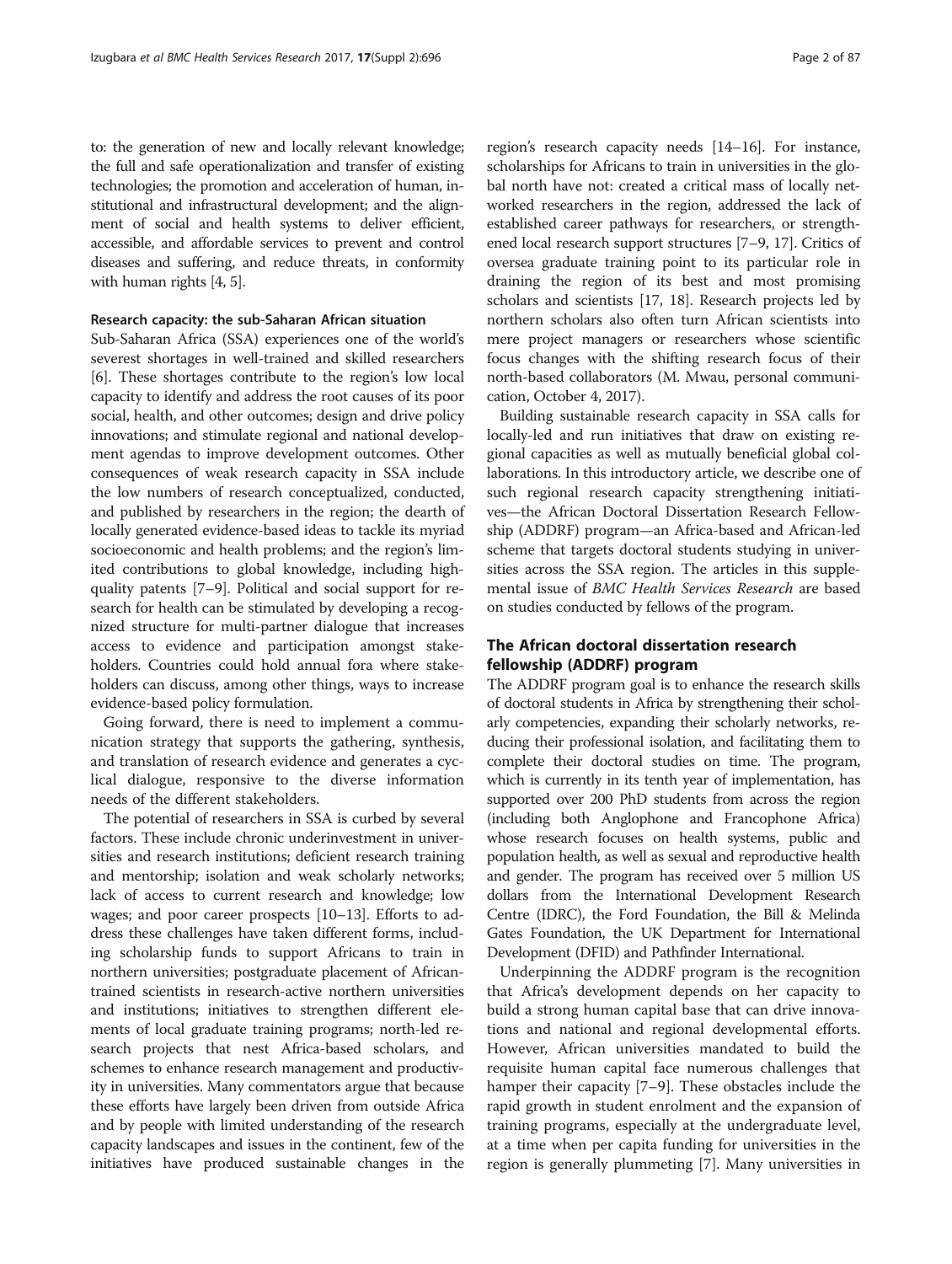to: the generation of new and locally relevant knowledge; the full and safe operationalization and transfer of existing technologies; the promotion and acceleration of human, institutional and infrastructural development; and the alignment of social and health systems to deliver efficient, accessible, and affordable services to prevent and control diseases and suffering, and reduce threats, in conformity with human rights [4, 5].

#### Research capacity: the sub-Saharan African situation

Sub-Saharan Africa (SSA) experiences one of the world's severest shortages in well-trained and skilled researchers [6]. These shortages contribute to the region's low local capacity to identify and address the root causes of its poor social, health, and other outcomes; design and drive policy innovations; and stimulate regional and national development agendas to improve development outcomes. Other consequences of weak research capacity in SSA include the low numbers of research conceptualized, conducted, and published by researchers in the region; the dearth of locally generated evidence-based ideas to tackle its myriad socioeconomic and health problems; and the region's limited contributions to global knowledge, including high-quality patents [7–9]. Political and social support for research for health can be stimulated by developing a recognized structure for multi-partner dialogue that increases access to evidence and participation amongst stakeholders. Countries could hold annual fora where stakeholders can discuss, among other things, ways to increase evidence-based policy formulation.

Going forward, there is need to implement a communication strategy that supports the gathering, synthesis, and translation of research evidence and generates a cyclical dialogue, responsive to the diverse information needs of the different stakeholders.

The potential of researchers in SSA is curbed by several factors. These include chronic underinvestment in universities and research institutions; deficient research training and mentorship; isolation and weak scholarly networks; lack of access to current research and knowledge; low wages; and poor career prospects [10–13]. Efforts to address these challenges have taken different forms, including scholarship funds to support Africans to train in northern universities; postgraduate placement of African-trained scientists in research-active northern universities and institutions; initiatives to strengthen different elements of local graduate training programs; north-led research projects that nest Africa-based scholars, and schemes to enhance research management and productivity in universities. Many commentators argue that because these efforts have largely been driven from outside Africa and by people with limited understanding of the research capacity landscapes and issues in the continent, few of the initiatives have produced sustainable changes in the region's research capacity needs [14–16]. For instance, scholarships for Africans to train in universities in the global north have not: created a critical mass of locally networked researchers in the region, addressed the lack of established career pathways for researchers, or strengthened local research support structures [7–9, 17]. Critics of oversea graduate training point to its particular role in draining the region of its best and most promising scholars and scientists [17, 18]. Research projects led by northern scholars also often turn African scientists into mere project managers or researchers whose scientific focus changes with the shifting research focus of their north-based collaborators (M. Mwau, personal communication, October 4, 2017).

Building sustainable research capacity in SSA calls for locally-led and run initiatives that draw on existing regional capacities as well as mutually beneficial global collaborations. In this introductory article, we describe one of such regional research capacity strengthening initiatives—the African Doctoral Dissertation Research Fellowship (ADDRF) program—an Africa-based and African-led scheme that targets doctoral students studying in universities across the SSA region. The articles in this supplemental issue of *BMC Health Services Research* are based on studies conducted by fellows of the program.

## The African doctoral dissertation research fellowship (ADDRF) program

The ADDRF program goal is to enhance the research skills of doctoral students in Africa by strengthening their scholarly competencies, expanding their scholarly networks, reducing their professional isolation, and facilitating them to complete their doctoral studies on time. The program, which is currently in its tenth year of implementation, has supported over 200 PhD students from across the region (including both Anglophone and Francophone Africa) whose research focuses on health systems, public and population health, as well as sexual and reproductive health and gender. The program has received over 5 million US dollars from the International Development Research Centre (IDRC), the Ford Foundation, the Bill & Melinda Gates Foundation, the UK Department for International Development (DFID) and Pathfinder International.

Underpinning the ADDRF program is the recognition that Africa's development depends on her capacity to build a strong human capital base that can drive innovations and national and regional developmental efforts. However, African universities mandated to build the requisite human capital face numerous challenges that hamper their capacity [7–9]. These obstacles include the rapid growth in student enrolment and the expansion of training programs, especially at the undergraduate level, at a time when per capita funding for universities in the region is generally plummeting [7]. Many universities in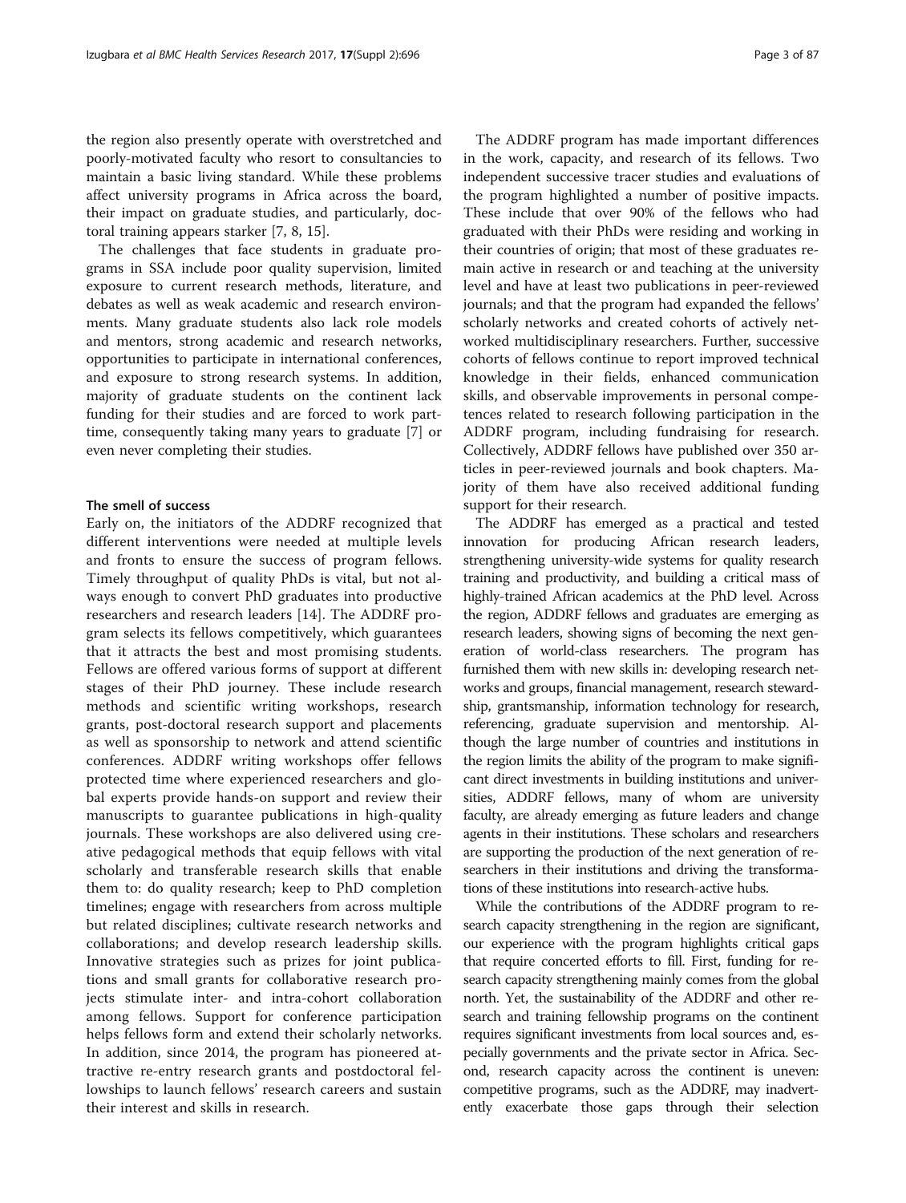the region also presently operate with overstretched and poorly-motivated faculty who resort to consultancies to maintain a basic living standard. While these problems affect university programs in Africa across the board, their impact on graduate studies, and particularly, doctoral training appears starker [7, 8, 15].

The challenges that face students in graduate programs in SSA include poor quality supervision, limited exposure to current research methods, literature, and debates as well as weak academic and research environments. Many graduate students also lack role models and mentors, strong academic and research networks, opportunities to participate in international conferences, and exposure to strong research systems. In addition, majority of graduate students on the continent lack funding for their studies and are forced to work part-time, consequently taking many years to graduate [7] or even never completing their studies.

### The smell of success

Early on, the initiators of the ADDRF recognized that different interventions were needed at multiple levels and fronts to ensure the success of program fellows. Timely throughput of quality PhDs is vital, but not always enough to convert PhD graduates into productive researchers and research leaders [14]. The ADDRF program selects its fellows competitively, which guarantees that it attracts the best and most promising students. Fellows are offered various forms of support at different stages of their PhD journey. These include research methods and scientific writing workshops, research grants, post-doctoral research support and placements as well as sponsorship to network and attend scientific conferences. ADDRF writing workshops offer fellows protected time where experienced researchers and global experts provide hands-on support and review their manuscripts to guarantee publications in high-quality journals. These workshops are also delivered using creative pedagogical methods that equip fellows with vital scholarly and transferable research skills that enable them to: do quality research; keep to PhD completion timelines; engage with researchers from across multiple but related disciplines; cultivate research networks and collaborations; and develop research leadership skills. Innovative strategies such as prizes for joint publications and small grants for collaborative research projects stimulate inter- and intra-cohort collaboration among fellows. Support for conference participation helps fellows form and extend their scholarly networks. In addition, since 2014, the program has pioneered attractive re-entry research grants and postdoctoral fellowships to launch fellows' research careers and sustain their interest and skills in research.

The ADDRF program has made important differences in the work, capacity, and research of its fellows. Two independent successive tracer studies and evaluations of the program highlighted a number of positive impacts. These include that over 90% of the fellows who had graduated with their PhDs were residing and working in their countries of origin; that most of these graduates remain active in research or and teaching at the university level and have at least two publications in peer-reviewed journals; and that the program had expanded the fellows' scholarly networks and created cohorts of actively networked multidisciplinary researchers. Further, successive cohorts of fellows continue to report improved technical knowledge in their fields, enhanced communication skills, and observable improvements in personal competences related to research following participation in the ADDRF program, including fundraising for research. Collectively, ADDRF fellows have published over 350 articles in peer-reviewed journals and book chapters. Majority of them have also received additional funding support for their research.

The ADDRF has emerged as a practical and tested innovation for producing African research leaders, strengthening university-wide systems for quality research training and productivity, and building a critical mass of highly-trained African academics at the PhD level. Across the region, ADDRF fellows and graduates are emerging as research leaders, showing signs of becoming the next generation of world-class researchers. The program has furnished them with new skills in: developing research networks and groups, financial management, research stewardship, grantsmanship, information technology for research, referencing, graduate supervision and mentorship. Although the large number of countries and institutions in the region limits the ability of the program to make significant direct investments in building institutions and universities, ADDRF fellows, many of whom are university faculty, are already emerging as future leaders and change agents in their institutions. These scholars and researchers are supporting the production of the next generation of researchers in their institutions and driving the transformations of these institutions into research-active hubs.

While the contributions of the ADDRF program to research capacity strengthening in the region are significant, our experience with the program highlights critical gaps that require concerted efforts to fill. First, funding for research capacity strengthening mainly comes from the global north. Yet, the sustainability of the ADDRF and other research and training fellowship programs on the continent requires significant investments from local sources and, especially governments and the private sector in Africa. Second, research capacity across the continent is uneven: competitive programs, such as the ADDRF, may inadvertently exacerbate those gaps through their selection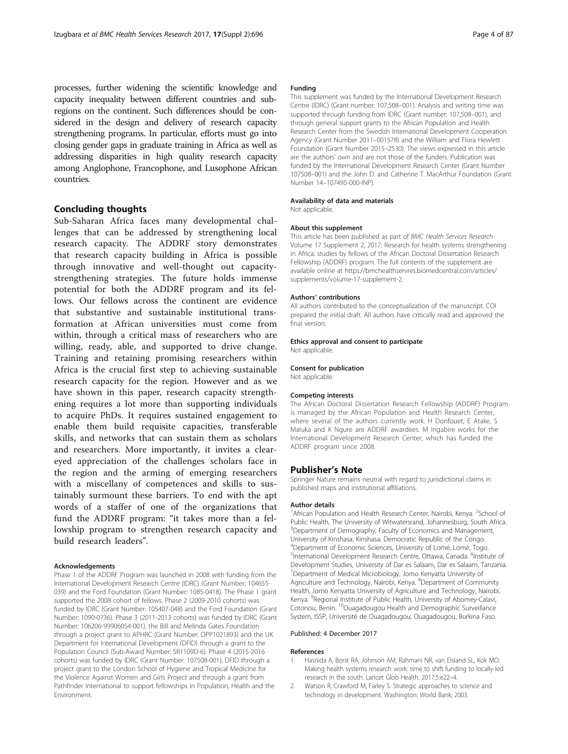processes, further widening the scientific knowledge and capacity inequality between different countries and sub-regions on the continent. Such differences should be considered in the design and delivery of research capacity strengthening programs. In particular, efforts must go into closing gender gaps in graduate training in Africa as well as addressing disparities in high quality research capacity among Anglophone, Francophone, and Lusophone African countries.

## Concluding thoughts

Sub-Saharan Africa faces many developmental challenges that can be addressed by strengthening local research capacity. The ADDRF story demonstrates that research capacity building in Africa is possible through innovative and well-thought out capacity-strengthening strategies. The future holds immense potential for both the ADDRF program and its fellows. Our fellows across the continent are evidence that substantive and sustainable institutional transformation at African universities must come from within, through a critical mass of researchers who are willing, ready, able, and supported to drive change. Training and retaining promising researchers within Africa is the crucial first step to achieving sustainable research capacity for the region. However and as we have shown in this paper, research capacity strengthening requires a lot more than supporting individuals to acquire PhDs. It requires sustained engagement to enable them build requisite capacities, transferable skills, and networks that can sustain them as scholars and researchers. More importantly, it invites a clear-eyed appreciation of the challenges scholars face in the region and the arming of emerging researchers with a miscellany of competences and skills to sustainably surmount these barriers. To end with the apt words of a staffer of one of the organizations that fund the ADDRF program: "it takes more than a fellowship program to strengthen research capacity and build research leaders".

#### Acknowledgements

Phase 1 of the ADDRF Program was launched in 2008 with funding from the International Development Research Centre (IDRC) (Grant Number: 104655-039) and the Ford Foundation (Grant Number: 1085-0418). The Phase 1 grant supported the 2008 cohort of fellows. Phase 2 (2009-2010 cohorts) was funded by IDRC (Grant Number: 105407-048) and the Ford Foundation (Grant Number: 1090-0736). Phase 3 (2011-2013 cohorts) was funded by IDRC (Grant Number: 106206-99906054-001), the Bill and Melinda Gates Foundation through a project grant to APHRC (Grant Number: OPP1021893) and the UK Department for International Development (DFID) through a grant to the Population Council (Sub-Award Number: SR1109D-6). Phase 4 (2015-2016 cohorts) was funded by IDRC (Grant Number: 107508-001), DFID through a project grant to the London School of Hygiene and Tropical Medicine for the Violence Against Women and Girls Project and through a grant from Pathfinder International to support fellowships in Population, Health and the Environment.

#### Funding

This supplement was funded by the International Development Research Centre (IDRC) (Grant number: 107,508–001). Analysis and writing time was supported through funding from IDRC (Grant number: 107,508–001), and through general support grants to the African Population and Health Research Center from the Swedish International Development Cooperation Agency (Grant Number 2011–001578) and the William and Flora Hewlett Foundation (Grant Number 2015–2530). The views expressed in this article are the authors' own and are not those of the funders. Publication was funded by the International Development Research Center (Grant Number 107508–001) and the John D. and Catherine T. MacArthur Foundation (Grant Number 14–107495-000-INP).

#### Availability of data and materials

Not applicable.

#### About this supplement

This article has been published as part of *BMC Health Services Research* Volume 17 Supplement 2, 2017: Research for health systems strengthening in Africa: studies by fellows of the African Doctoral Dissertation Research Fellowship (ADDRF) program. The full contents of the supplement are available online at https://bmchealthservres.biomedcentral.com/articles/supplements/volume-17-supplement-2.

#### Authors' contributions

All authors contributed to the conceptualization of the manuscript. COI prepared the initial draft. All authors have critically read and approved the final version.

#### Ethics approval and consent to participate

Not applicable.

#### Consent for publication

Not applicable.

#### Competing interests

The African Doctoral Dissertation Research Fellowship (ADDRF) Program is managed by the African Population and Health Research Center, where several of the authors currently work. H Donfouet, E Atake, S Maluka and K Ngure are ADDRF awardees. M Ingabire works for the International Development Research Center, which has funded the ADDRF program since 2008.

## Publisher's Note

Springer Nature remains neutral with regard to jurisdictional claims in published maps and institutional affiliations.

#### Author details

[1]African Population and Health Research Center, Nairobi, Kenya. [2]School of Public Health, The University of Witwatersrand, Johannesburg, South Africa. [3]Department of Demography, Faculty of Economics and Management, University of Kinshasa, Kinshasa, Democratic Republic of the Congo. [4]Department of Economic Sciences, University of Lomé, Lomé, Togo. [5]International Development Research Centre, Ottawa, Canada. [6]Institute of Development Studies, University of Dar es Salaam, Dar es Salaam, Tanzania. [7]Department of Medical Microbiology, Jomo Kenyatta University of Agriculture and Technology, Nairobi, Kenya. [8]Department of Community Health, Jomo Kenyatta University of Agriculture and Technology, Nairobi, Kenya. [9]Regional Institute of Public Health, University of Abomey-Calavi, Cotonou, Benin. [10]Ouagadougou Health and Demographic Surveillance System, ISSP, Université de Ouagadougou, Ouagadougou, Burkina Faso.

Published: 4 December 2017

#### References

1. Hasnida A, Borst RA, Johnson AM, Rahmani NR, van Elsland SL, Kok MO. Making health systems research work: time to shift funding to locally-led research in the south. Lancet Glob Health. 2017;5:e22–4.
2. Watson R, Crawford M, Farley S. Strategic approaches to science and technology in development. Washington: World Bank; 2003.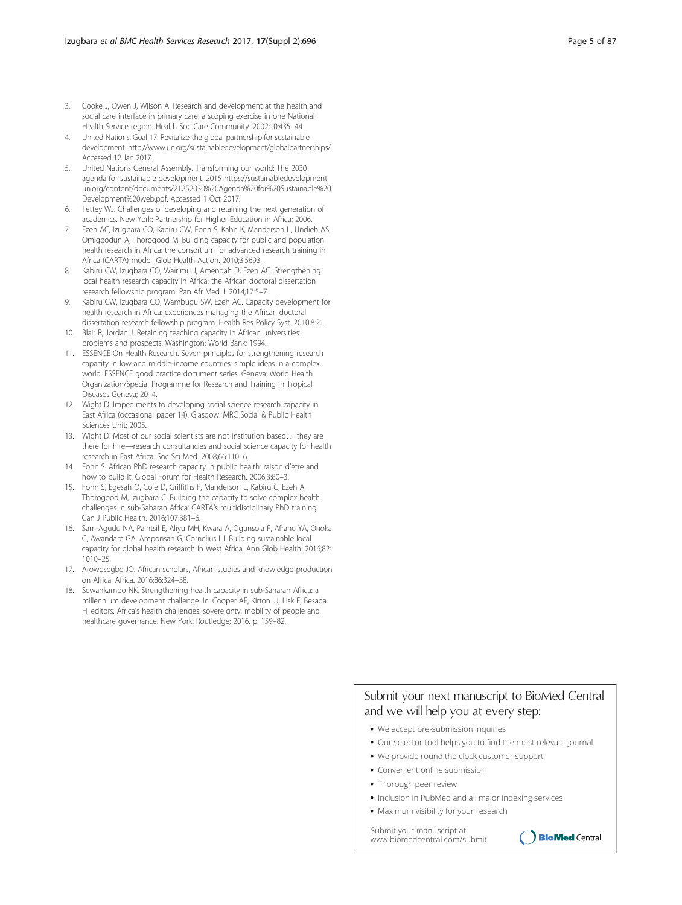3. Cooke J, Owen J, Wilson A. Research and development at the health and social care interface in primary care: a scoping exercise in one National Health Service region. Health Soc Care Community. 2002;10:435–44.
4. United Nations. Goal 17: Revitalize the global partnership for sustainable development. http://www.un.org/sustainabledevelopment/globalpartnerships/. Accessed 12 Jan 2017.
5. United Nations General Assembly. Transforming our world: The 2030 agenda for sustainable development. 2015 https://sustainabledevelopment.un.org/content/documents/21252030%20Agenda%20for%20Sustainable%20Development%20web.pdf. Accessed 1 Oct 2017.
6. Tettey WJ. Challenges of developing and retaining the next generation of academics. New York: Partnership for Higher Education in Africa; 2006.
7. Ezeh AC, Izugbara CO, Kabiru CW, Fonn S, Kahn K, Manderson L, Undieh AS, Omigbodun A, Thorogood M. Building capacity for public and population health research in Africa: the consortium for advanced research training in Africa (CARTA) model. Glob Health Action. 2010;3:5693.
8. Kabiru CW, Izugbara CO, Wairimu J, Amendah D, Ezeh AC. Strengthening local health research capacity in Africa: the African doctoral dissertation research fellowship program. Pan Afr Med J. 2014;17:5–7.
9. Kabiru CW, Izugbara CO, Wambugu SW, Ezeh AC. Capacity development for health research in Africa: experiences managing the African doctoral dissertation research fellowship program. Health Res Policy Syst. 2010;8:21.
10. Blair R, Jordan J. Retaining teaching capacity in African universities: problems and prospects. Washington: World Bank; 1994.
11. ESSENCE On Health Research. Seven principles for strengthening research capacity in low-and middle-income countries: simple ideas in a complex world. ESSENCE good practice document series. Geneva: World Health Organization/Special Programme for Research and Training in Tropical Diseases Geneva; 2014.
12. Wight D. Impediments to developing social science research capacity in East Africa (occasional paper 14). Glasgow: MRC Social & Public Health Sciences Unit; 2005.
13. Wight D. Most of our social scientists are not institution based… they are there for hire—research consultancies and social science capacity for health research in East Africa. Soc Sci Med. 2008;66:110–6.
14. Fonn S. African PhD research capacity in public health: raison d'etre and how to build it. Global Forum for Health Research. 2006;3:80–3.
15. Fonn S, Egesah O, Cole D, Griffiths F, Manderson L, Kabiru C, Ezeh A, Thorogood M, Izugbara C. Building the capacity to solve complex health challenges in sub-Saharan Africa: CARTA's multidisciplinary PhD training. Can J Public Health. 2016;107:381–6.
16. Sam-Agudu NA, Paintsil E, Aliyu MH, Kwara A, Ogunsola F, Afrane YA, Onoka C, Awandare GA, Amponsah G, Cornelius LJ. Building sustainable local capacity for global health research in West Africa. Ann Glob Health. 2016;82:1010–25.
17. Arowosegbe JO. African scholars, African studies and knowledge production on Africa. Africa. 2016;86:324–38.
18. Sewankambo NK. Strengthening health capacity in sub-Saharan Africa: a millennium development challenge. In: Cooper AF, Kirton JJ, Lisk F, Besada H, editors. Africa's health challenges: sovereignty, mobility of people and healthcare governance. New York: Routledge; 2016. p. 159–82.

Submit your next manuscript to BioMed Central and we will help you at every step:

- We accept pre-submission inquiries
- Our selector tool helps you to find the most relevant journal
- We provide round the clock customer support
- Convenient online submission
- Thorough peer review
- Inclusion in PubMed and all major indexing services
- Maximum visibility for your research

Submit your manuscript at
www.biomedcentral.com/submit

BioMed Central